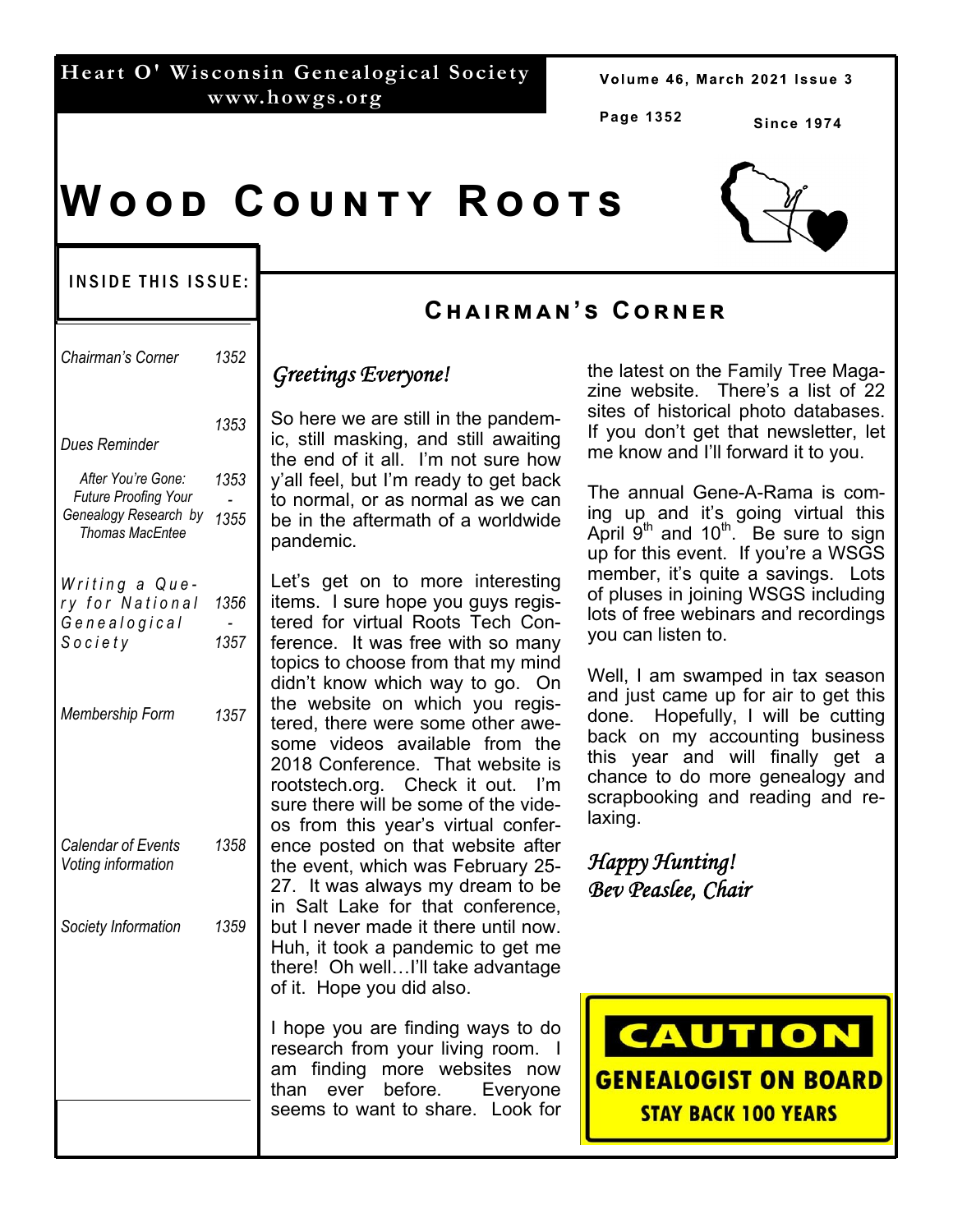Heart O' Wisconsin Genealogical Society
www.howgs.org

Since 1974

# Wood County Roots

## Inside This Issue:

| | |
|---|---|
| Chairman's Corner | 1352 |
| Dues Reminder | 1353 |
| After You're Gone: Future Proofing Your Genealogy Research by Thomas MacEntee | 1353 - 1355 |
| Writing a Query for National Genealogical Society | 1356 - 1357 |
| Membership Form | 1357 |
| Calendar of Events / Voting information | 1358 |
| Society Information | 1359 |

## Chairman's Corner

*Greetings Everyone!*

So here we are still in the pandemic, still masking, and still awaiting the end of it all. I'm not sure how y'all feel, but I'm ready to get back to normal, or as normal as we can be in the aftermath of a worldwide pandemic.

Let's get on to more interesting items. I sure hope you guys registered for virtual Roots Tech Conference. It was free with so many topics to choose from that my mind didn't know which way to go. On the website on which you registered, there were some other awesome videos available from the 2018 Conference. That website is rootstech.org. Check it out. I'm sure there will be some of the videos from this year's virtual conference posted on that website after the event, which was February 25-27. It was always my dream to be in Salt Lake for that conference, but I never made it there until now. Huh, it took a pandemic to get me there! Oh well…I'll take advantage of it. Hope you did also.

I hope you are finding ways to do research from your living room. I am finding more websites now than ever before. Everyone seems to want to share. Look for the latest on the Family Tree Magazine website. There's a list of 22 sites of historical photo databases. If you don't get that newsletter, let me know and I'll forward it to you.

The annual Gene-A-Rama is coming up and it's going virtual this April 9th and 10th. Be sure to sign up for this event. If you're a WSGS member, it's quite a savings. Lots of pluses in joining WSGS including lots of free webinars and recordings you can listen to.

Well, I am swamped in tax season and just came up for air to get this done. Hopefully, I will be cutting back on my accounting business this year and will finally get a chance to do more genealogy and scrapbooking and reading and relaxing.

*Happy Hunting!*
*Bev Peaslee, Chair*

CAUTION
GENEALOGIST ON BOARD
STAY BACK 100 YEARS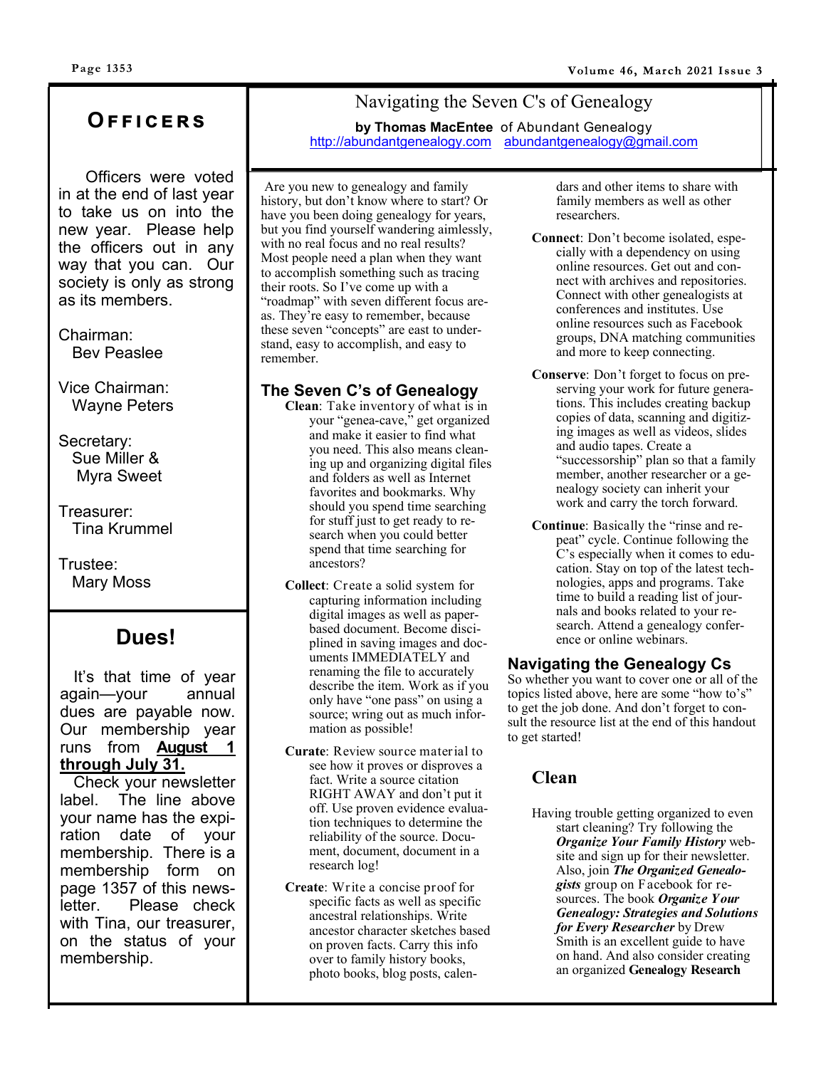## Officers

Officers were voted in at the end of last year to take us on into the new year. Please help the officers out in any way that you can. Our society is only as strong as its members.

Chairman:
Bev Peaslee

Vice Chairman:
Wayne Peters

Secretary:
Sue Miller &
Myra Sweet

Treasurer:
Tina Krummel

Trustee:
Mary Moss

## Dues!

It's that time of year again—your annual dues are payable now. Our membership year runs from **August 1 through July 31.**

Check your newsletter label. The line above your name has the expiration date of your membership. There is a membership form on page 1357 of this newsletter. Please check with Tina, our treasurer, on the status of your membership.

# Navigating the Seven C's of Genealogy

**by Thomas MacEntee** of Abundant Genealogy
http://abundantgenealogy.com abundantgenealogy@gmail.com

Are you new to genealogy and family history, but don't know where to start? Or have you been doing genealogy for years, but you find yourself wandering aimlessly, with no real focus and no real results? Most people need a plan when they want to accomplish something such as tracing their roots. So I've come up with a "roadmap" with seven different focus areas. They're easy to remember, because these seven "concepts" are east to understand, easy to accomplish, and easy to remember.

### The Seven C's of Genealogy

**Clean**: Take inventory of what is in your "genea-cave," get organized and make it easier to find what you need. This also means cleaning up and organizing digital files and folders as well as Internet favorites and bookmarks. Why should you spend time searching for stuff just to get ready to research when you could better spend that time searching for ancestors?

**Collect**: Create a solid system for capturing information including digital images as well as paper-based document. Become disciplined in saving images and documents IMMEDIATELY and renaming the file to accurately describe the item. Work as if you only have "one pass" on using a source; wring out as much information as possible!

**Curate**: Review source material to see how it proves or disproves a fact. Write a source citation RIGHT AWAY and don't put it off. Use proven evidence evaluation techniques to determine the reliability of the source. Document, document, document in a research log!

**Create**: Write a concise proof for specific facts as well as specific ancestral relationships. Write ancestor character sketches based on proven facts. Carry this info over to family history books, photo books, blog posts, calendars and other items to share with family members as well as other researchers.

**Connect**: Don't become isolated, especially with a dependency on using online resources. Get out and connect with archives and repositories. Connect with other genealogists at conferences and institutes. Use online resources such as Facebook groups, DNA matching communities and more to keep connecting.

**Conserve**: Don't forget to focus on preserving your work for future generations. This includes creating backup copies of data, scanning and digitizing images as well as videos, slides and audio tapes. Create a "successorship" plan so that a family member, another researcher or a genealogy society can inherit your work and carry the torch forward.

**Continue**: Basically the "rinse and repeat" cycle. Continue following the C's especially when it comes to education. Stay on top of the latest technologies, apps and programs. Take time to build a reading list of journals and books related to your research. Attend a genealogy conference or online webinars.

### Navigating the Genealogy Cs

So whether you want to cover one or all of the topics listed above, here are some "how to's" to get the job done. And don't forget to consult the resource list at the end of this handout to get started!

### Clean

Having trouble getting organized to even start cleaning? Try following the ***Organize Your Family History*** website and sign up for their newsletter. Also, join ***The Organized Genealogists*** group on Facebook for resources. The book ***Organize Your Genealogy: Strategies and Solutions for Every Researcher*** by Drew Smith is an excellent guide to have on hand. And also consider creating an organized **Genealogy Research**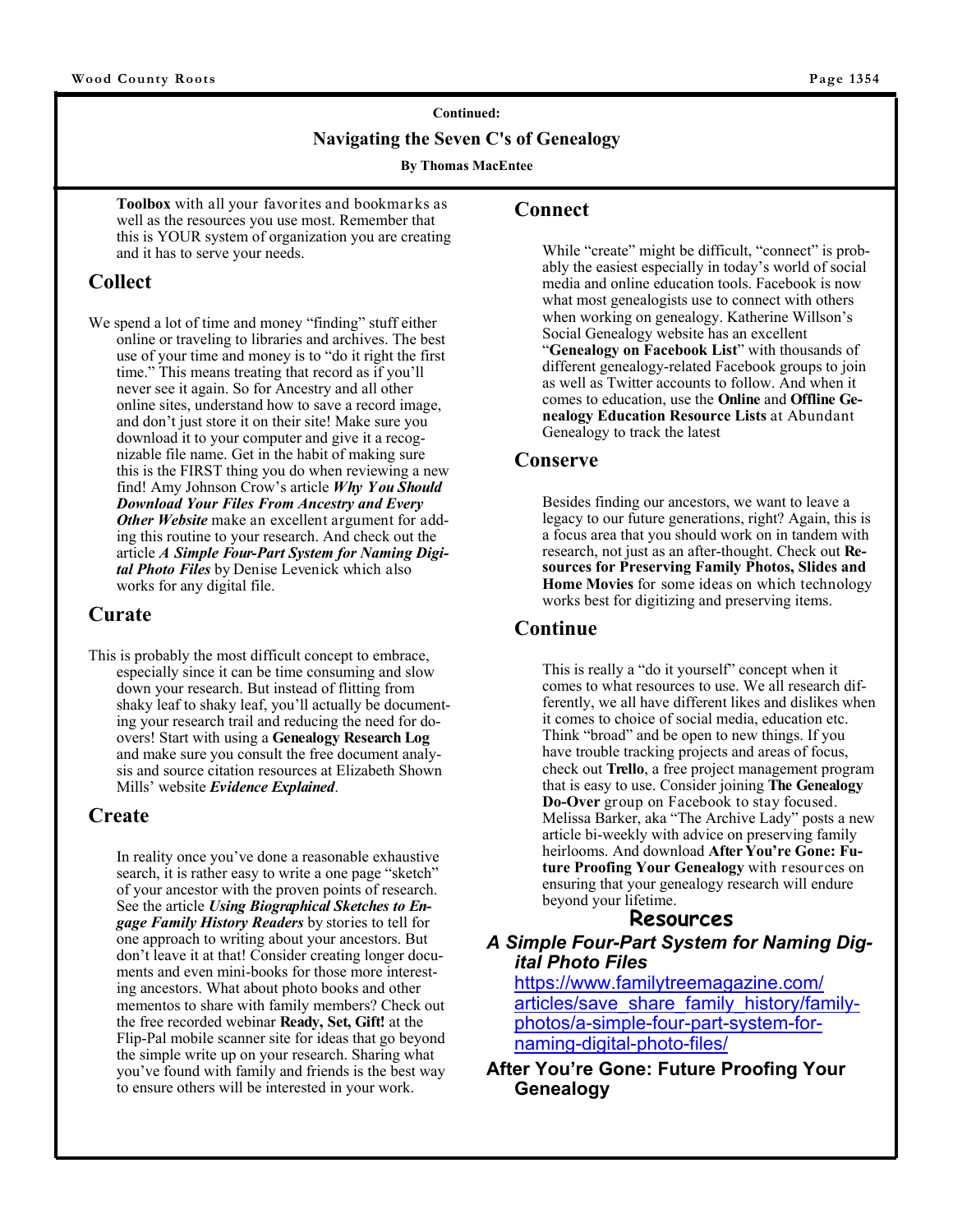Continued:

## Navigating the Seven C's of Genealogy

**By Thomas MacEntee**

**Toolbox** with all your favorites and bookmarks as well as the resources you use most. Remember that this is YOUR system of organization you are creating and it has to serve your needs.

### Collect

We spend a lot of time and money "finding" stuff either online or traveling to libraries and archives. The best use of your time and money is to "do it right the first time." This means treating that record as if you'll never see it again. So for Ancestry and all other online sites, understand how to save a record image, and don't just store it on their site! Make sure you download it to your computer and give it a recognizable file name. Get in the habit of making sure this is the FIRST thing you do when reviewing a new find! Amy Johnson Crow's article ***Why You Should Download Your Files From Ancestry and Every Other Website*** make an excellent argument for adding this routine to your research. And check out the article ***A Simple Four-Part System for Naming Digital Photo Files*** by Denise Levenick which also works for any digital file.

### Curate

This is probably the most difficult concept to embrace, especially since it can be time consuming and slow down your research. But instead of flitting from shaky leaf to shaky leaf, you'll actually be documenting your research trail and reducing the need for do-overs! Start with using a **Genealogy Research Log** and make sure you consult the free document analysis and source citation resources at Elizabeth Shown Mills' website ***Evidence Explained***.

### Create

In reality once you've done a reasonable exhaustive search, it is rather easy to write a one page "sketch" of your ancestor with the proven points of research. See the article ***Using Biographical Sketches to Engage Family History Readers*** by stories to tell for one approach to writing about your ancestors. But don't leave it at that! Consider creating longer documents and even mini-books for those more interesting ancestors. What about photo books and other mementos to share with family members? Check out the free recorded webinar **Ready, Set, Gift!** at the Flip-Pal mobile scanner site for ideas that go beyond the simple write up on your research. Sharing what you've found with family and friends is the best way to ensure others will be interested in your work.

### Connect

While "create" might be difficult, "connect" is probably the easiest especially in today's world of social media and online education tools. Facebook is now what most genealogists use to connect with others when working on genealogy. Katherine Willson's Social Genealogy website has an excellent "**Genealogy on Facebook List**" with thousands of different genealogy-related Facebook groups to join as well as Twitter accounts to follow. And when it comes to education, use the **Online** and **Offline Genealogy Education Resource Lists** at Abundant Genealogy to track the latest

### Conserve

Besides finding our ancestors, we want to leave a legacy to our future generations, right? Again, this is a focus area that you should work on in tandem with research, not just as an after-thought. Check out **Resources for Preserving Family Photos, Slides and Home Movies** for some ideas on which technology works best for digitizing and preserving items.

### Continue

This is really a "do it yourself" concept when it comes to what resources to use. We all research differently, we all have different likes and dislikes when it comes to choice of social media, education etc. Think "broad" and be open to new things. If you have trouble tracking projects and areas of focus, check out **Trello**, a free project management program that is easy to use. Consider joining **The Genealogy Do-Over** group on Facebook to stay focused. Melissa Barker, aka "The Archive Lady" posts a new article bi-weekly with advice on preserving family heirlooms. And download **After You're Gone: Future Proofing Your Genealogy** with resources on ensuring that your genealogy research will endure beyond your lifetime.

### Resources

***A Simple Four-Part System for Naming Digital Photo Files***
https://www.familytreemagazine.com/articles/save_share_family_history/family-photos/a-simple-four-part-system-for-naming-digital-photo-files/

**After You're Gone: Future Proofing Your Genealogy**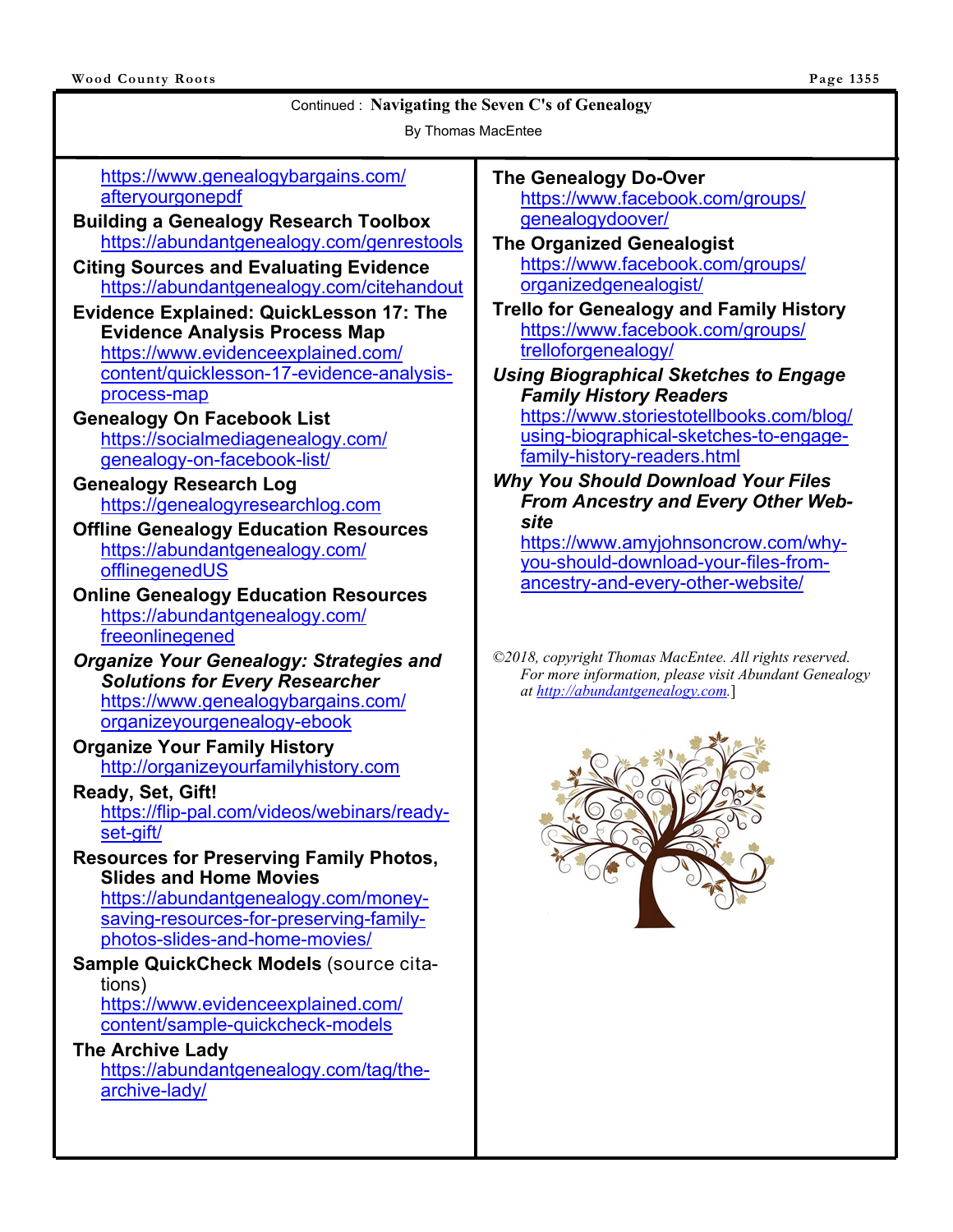Continued : **Navigating the Seven C's of Genealogy**

By Thomas MacEntee

https://www.genealogybargains.com/afteryourgonepdf

**Building a Genealogy Research Toolbox**
https://abundantgenealogy.com/genrestools

**Citing Sources and Evaluating Evidence**
https://abundantgenealogy.com/citehandout

**Evidence Explained: QuickLesson 17: The Evidence Analysis Process Map**
https://www.evidenceexplained.com/content/quicklesson-17-evidence-analysis-process-map

**Genealogy On Facebook List**
https://socialmediagenealogy.com/genealogy-on-facebook-list/

**Genealogy Research Log**
https://genealogyresearchlog.com

**Offline Genealogy Education Resources**
https://abundantgenealogy.com/offlinegenedUS

**Online Genealogy Education Resources**
https://abundantgenealogy.com/freeonlinegened

***Organize Your Genealogy: Strategies and Solutions for Every Researcher***
https://www.genealogybargains.com/organizeyourgenealogy-ebook

**Organize Your Family History**
http://organizeyourfamilyhistory.com

**Ready, Set, Gift!**
https://flip-pal.com/videos/webinars/ready-set-gift/

**Resources for Preserving Family Photos, Slides and Home Movies**
https://abundantgenealogy.com/money-saving-resources-for-preserving-family-photos-slides-and-home-movies/

**Sample QuickCheck Models** (source citations)
https://www.evidenceexplained.com/content/sample-quickcheck-models

**The Archive Lady**
https://abundantgenealogy.com/tag/the-archive-lady/

**The Genealogy Do-Over**
https://www.facebook.com/groups/genealogydoover/

**The Organized Genealogist**
https://www.facebook.com/groups/organizedgenealogist/

**Trello for Genealogy and Family History**
https://www.facebook.com/groups/trelloforgenealogy/

***Using Biographical Sketches to Engage Family History Readers***
https://www.storiestotellbooks.com/blog/using-biographical-sketches-to-engage-family-history-readers.html

***Why You Should Download Your Files From Ancestry and Every Other Website***
https://www.amyjohnsoncrow.com/why-you-should-download-your-files-from-ancestry-and-every-other-website/

*©2018, copyright Thomas MacEntee. All rights reserved. For more information, please visit Abundant Genealogy at http://abundantgenealogy.com.*]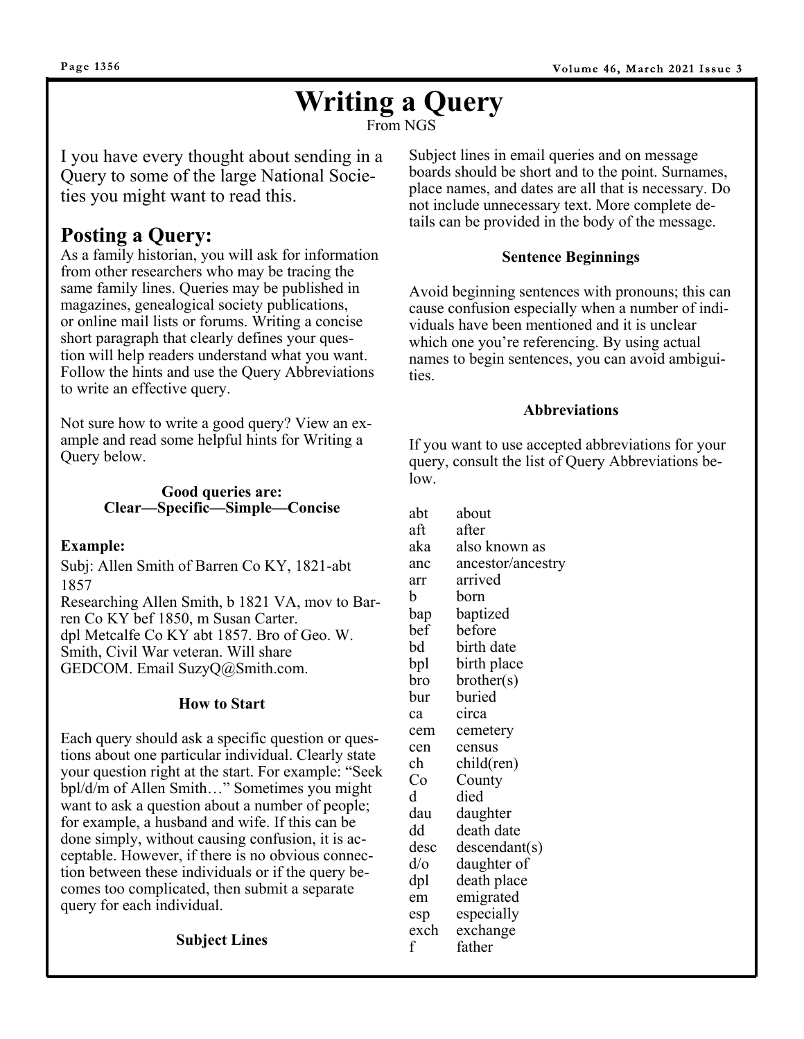# Writing a Query

From NGS

I you have every thought about sending in a Query to some of the large National Societies you might want to read this.

## Posting a Query:

As a family historian, you will ask for information from other researchers who may be tracing the same family lines. Queries may be published in magazines, genealogical society publications, or online mail lists or forums. Writing a concise short paragraph that clearly defines your question will help readers understand what you want. Follow the hints and use the Query Abbreviations to write an effective query.

Not sure how to write a good query? View an example and read some helpful hints for Writing a Query below.

**Good queries are:**
**Clear—Specific—Simple—Concise**

**Example:**

Subj: Allen Smith of Barren Co KY, 1821-abt 1857
Researching Allen Smith, b 1821 VA, mov to Barren Co KY bef 1850, m Susan Carter. dpl Metcalfe Co KY abt 1857. Bro of Geo. W. Smith, Civil War veteran. Will share GEDCOM. Email SuzyQ@Smith.com.

**How to Start**

Each query should ask a specific question or questions about one particular individual. Clearly state your question right at the start. For example: "Seek bpl/d/m of Allen Smith…" Sometimes you might want to ask a question about a number of people; for example, a husband and wife. If this can be done simply, without causing confusion, it is acceptable. However, if there is no obvious connection between these individuals or if the query becomes too complicated, then submit a separate query for each individual.

**Subject Lines**

Subject lines in email queries and on message boards should be short and to the point. Surnames, place names, and dates are all that is necessary. Do not include unnecessary text. More complete details can be provided in the body of the message.

**Sentence Beginnings**

Avoid beginning sentences with pronouns; this can cause confusion especially when a number of individuals have been mentioned and it is unclear which one you're referencing. By using actual names to begin sentences, you can avoid ambiguities.

**Abbreviations**

If you want to use accepted abbreviations for your query, consult the list of Query Abbreviations below.

| | |
|---|---|
| abt | about |
| aft | after |
| aka | also known as |
| anc | ancestor/ancestry |
| arr | arrived |
| b | born |
| bap | baptized |
| bef | before |
| bd | birth date |
| bpl | birth place |
| bro | brother(s) |
| bur | buried |
| ca | circa |
| cem | cemetery |
| cen | census |
| ch | child(ren) |
| Co | County |
| d | died |
| dau | daughter |
| dd | death date |
| desc | descendant(s) |
| d/o | daughter of |
| dpl | death place |
| em | emigrated |
| esp | especially |
| exch | exchange |
| f | father |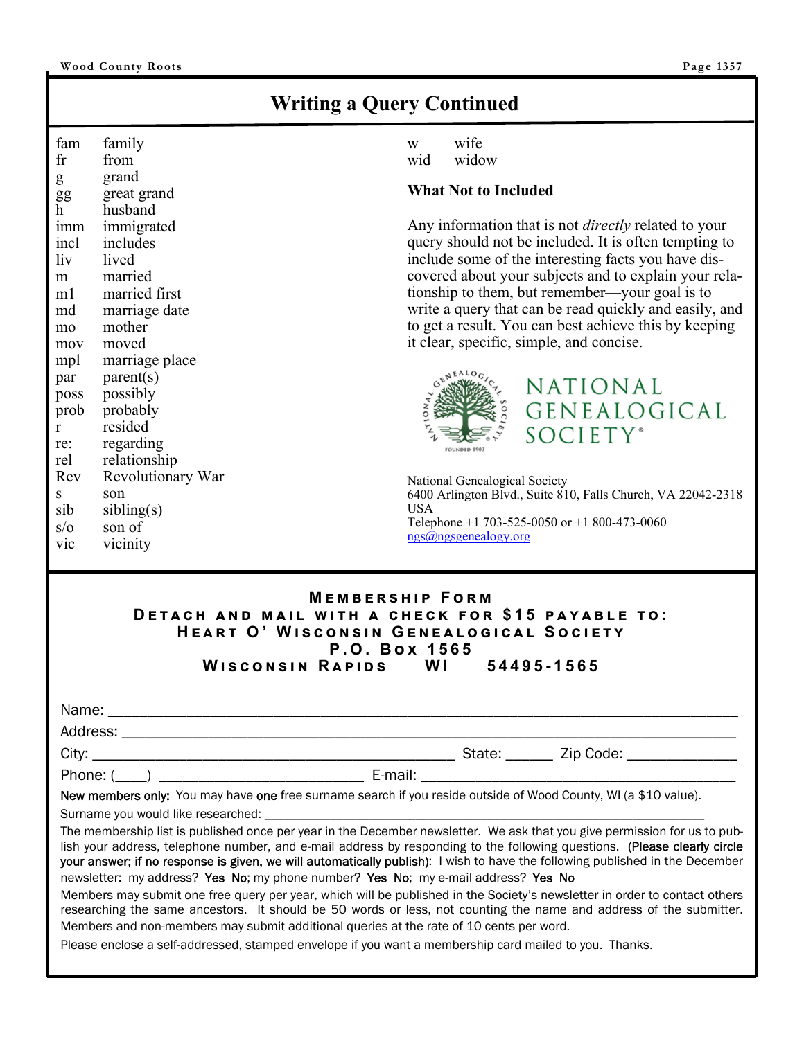## Writing a Query Continued

| | |
|---|---|
| fam | family |
| fr | from |
| g | grand |
| gg | great grand |
| h | husband |
| imm | immigrated |
| incl | includes |
| liv | lived |
| m | married |
| m1 | married first |
| md | marriage date |
| mo | mother |
| mov | moved |
| mpl | marriage place |
| par | parent(s) |
| poss | possibly |
| prob | probably |
| r | resided |
| re: | regarding |
| rel | relationship |
| Rev | Revolutionary War |
| s | son |
| sib | sibling(s) |
| s/o | son of |
| vic | vicinity |
| w | wife |
| wid | widow |

### What Not to Included

Any information that is not *directly* related to your query should not be included. It is often tempting to include some of the interesting facts you have discovered about your subjects and to explain your relationship to them, but remember—your goal is to write a query that can be read quickly and easily, and to get a result. You can best achieve this by keeping it clear, specific, simple, and concise.

NATIONAL GENEALOGICAL SOCIETY

National Genealogical Society
6400 Arlington Blvd., Suite 810, Falls Church, VA 22042-2318
USA
Telephone +1 703-525-0050 or +1 800-473-0060
ngs@ngsgenealogy.org

---

**MEMBERSHIP FORM**
**DETACH AND MAIL WITH A CHECK FOR $15 PAYABLE TO:**
**HEART O' WISCONSIN GENEALOGICAL SOCIETY**
**P.O. BOX 1565**
**WISCONSIN RAPIDS WI 54495-1565**

Name: ____________________________________________

Address: __________________________________________

City: ______________________________ State: ______ Zip Code: ______________

Phone: (____) ________________________ E-mail: ______________________________

**New members only:** You may have **one** free surname search if you reside outside of Wood County, WI (a $10 value).

Surname you would like researched: ______________________________________________

The membership list is published once per year in the December newsletter. We ask that you give permission for us to publish your address, telephone number, and e-mail address by responding to the following questions. (**Please clearly circle your answer; if no response is given, we will automatically publish**): I wish to have the following published in the December newsletter: my address? **Yes No**; my phone number? **Yes No**; my e-mail address? **Yes No**

Members may submit one free query per year, which will be published in the Society's newsletter in order to contact others researching the same ancestors. It should be 50 words or less, not counting the name and address of the submitter. Members and non-members may submit additional queries at the rate of 10 cents per word.

Please enclose a self-addressed, stamped envelope if you want a membership card mailed to you. Thanks.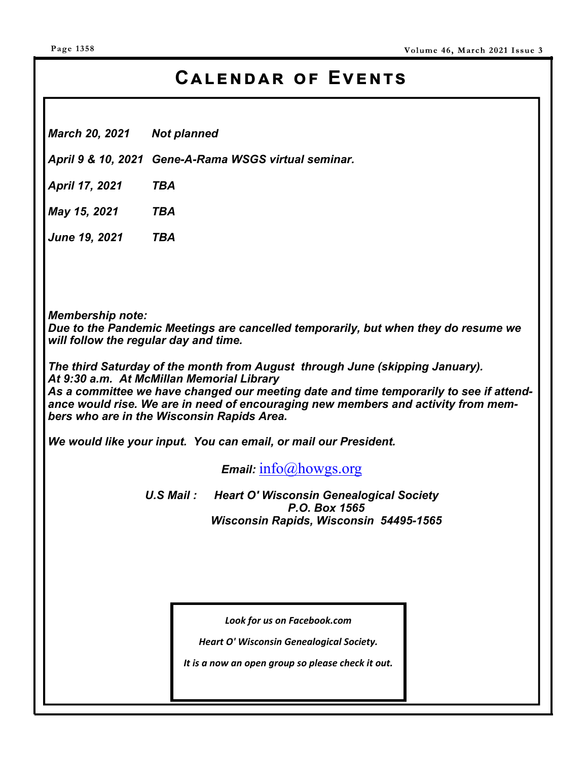# Calendar of Events

***March 20, 2021*** ***Not planned***

***April 9 & 10, 2021*** ***Gene-A-Rama WSGS virtual seminar.***

***April 17, 2021*** ***TBA***

***May 15, 2021*** ***TBA***

***June 19, 2021*** ***TBA***

***Membership note:***
***Due to the Pandemic Meetings are cancelled temporarily, but when they do resume we will follow the regular day and time.***

***The third Saturday of the month from August through June (skipping January).***
***At 9:30 a.m. At McMillan Memorial Library***
***As a committee we have changed our meeting date and time temporarily to see if attendance would rise. We are in need of encouraging new members and activity from members who are in the Wisconsin Rapids Area.***

***We would like your input. You can email, or mail our President.***

***Email:*** info@howgs.org

***U.S Mail :*** ***Heart O' Wisconsin Genealogical Society***
***P.O. Box 1565***
***Wisconsin Rapids, Wisconsin 54495-1565***

***Look for us on Facebook.com***

***Heart O' Wisconsin Genealogical Society.***

***It is a now an open group so please check it out.***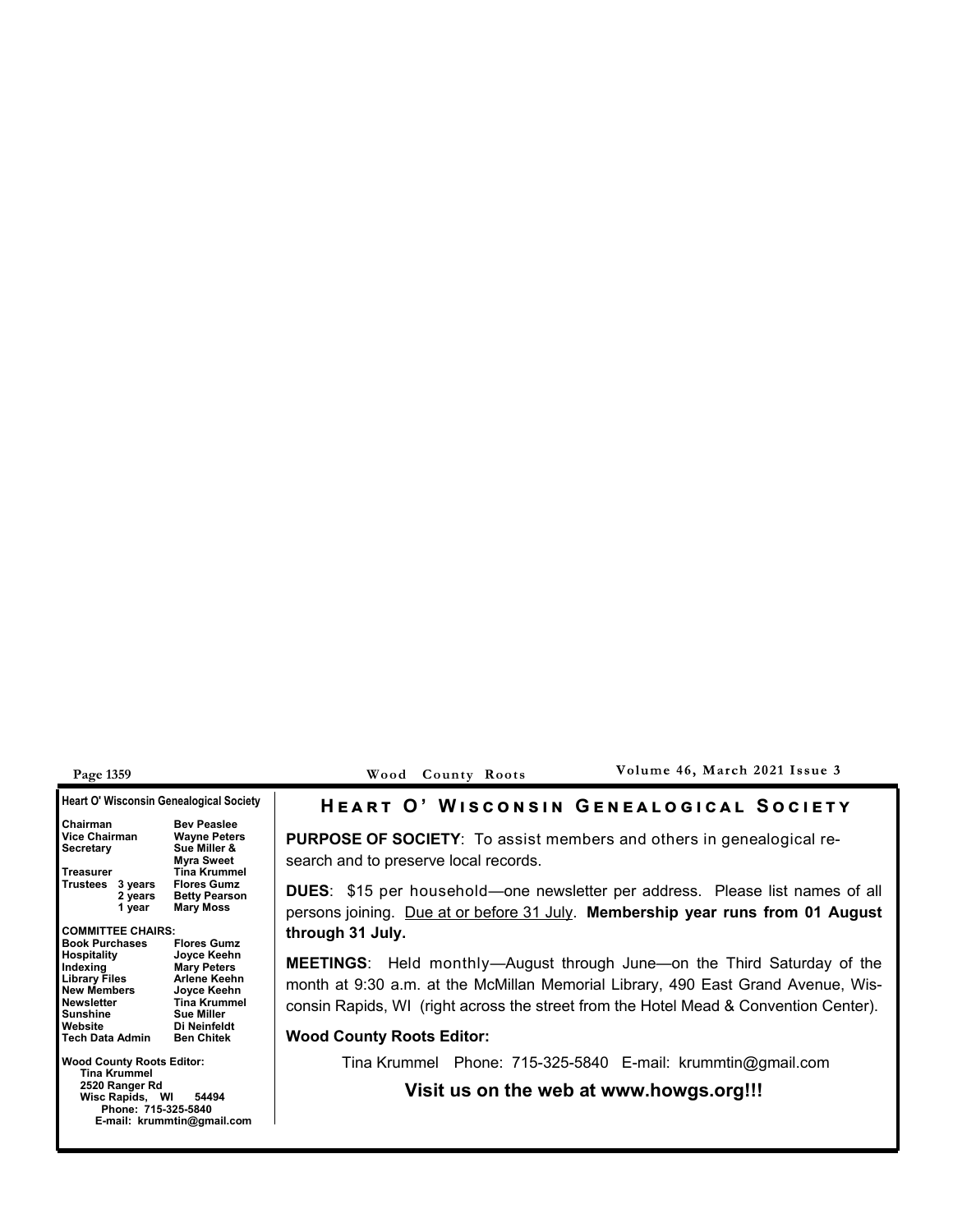**Heart O' Wisconsin Genealogical Society**

| | |
|---|---|
| **Chairman** | **Bev Peaslee** |
| **Vice Chairman** | **Wayne Peters** |
| **Secretary** | **Sue Miller & Myra Sweet** |
| **Treasurer** | **Tina Krummel** |
| **Trustees 3 years** | **Flores Gumz** |
| **2 years** | **Betty Pearson** |
| **1 year** | **Mary Moss** |

**COMMITTEE CHAIRS:**

| | |
|---|---|
| **Book Purchases** | **Flores Gumz** |
| **Hospitality** | **Joyce Keehn** |
| **Indexing** | **Mary Peters** |
| **Library Files** | **Arlene Keehn** |
| **New Members** | **Joyce Keehn** |
| **Newsletter** | **Tina Krummel** |
| **Sunshine** | **Sue Miller** |
| **Website** | **Di Neinfeldt** |
| **Tech Data Admin** | **Ben Chitek** |

**Wood County Roots Editor:**
**Tina Krummel**
**2520 Ranger Rd**
**Wisc Rapids, WI 54494**
**Phone: 715-325-5840**
**E-mail: krummtin@gmail.com**

## Heart O' Wisconsin Genealogical Society

**PURPOSE OF SOCIETY**: To assist members and others in genealogical research and to preserve local records.

**DUES**: $15 per household—one newsletter per address. Please list names of all persons joining. Due at or before 31 July. **Membership year runs from 01 August through 31 July.**

**MEETINGS**: Held monthly—August through June—on the Third Saturday of the month at 9:30 a.m. at the McMillan Memorial Library, 490 East Grand Avenue, Wisconsin Rapids, WI (right across the street from the Hotel Mead & Convention Center).

**Wood County Roots Editor:**

Tina Krummel Phone: 715-325-5840 E-mail: krummtin@gmail.com

**Visit us on the web at www.howgs.org!!!**